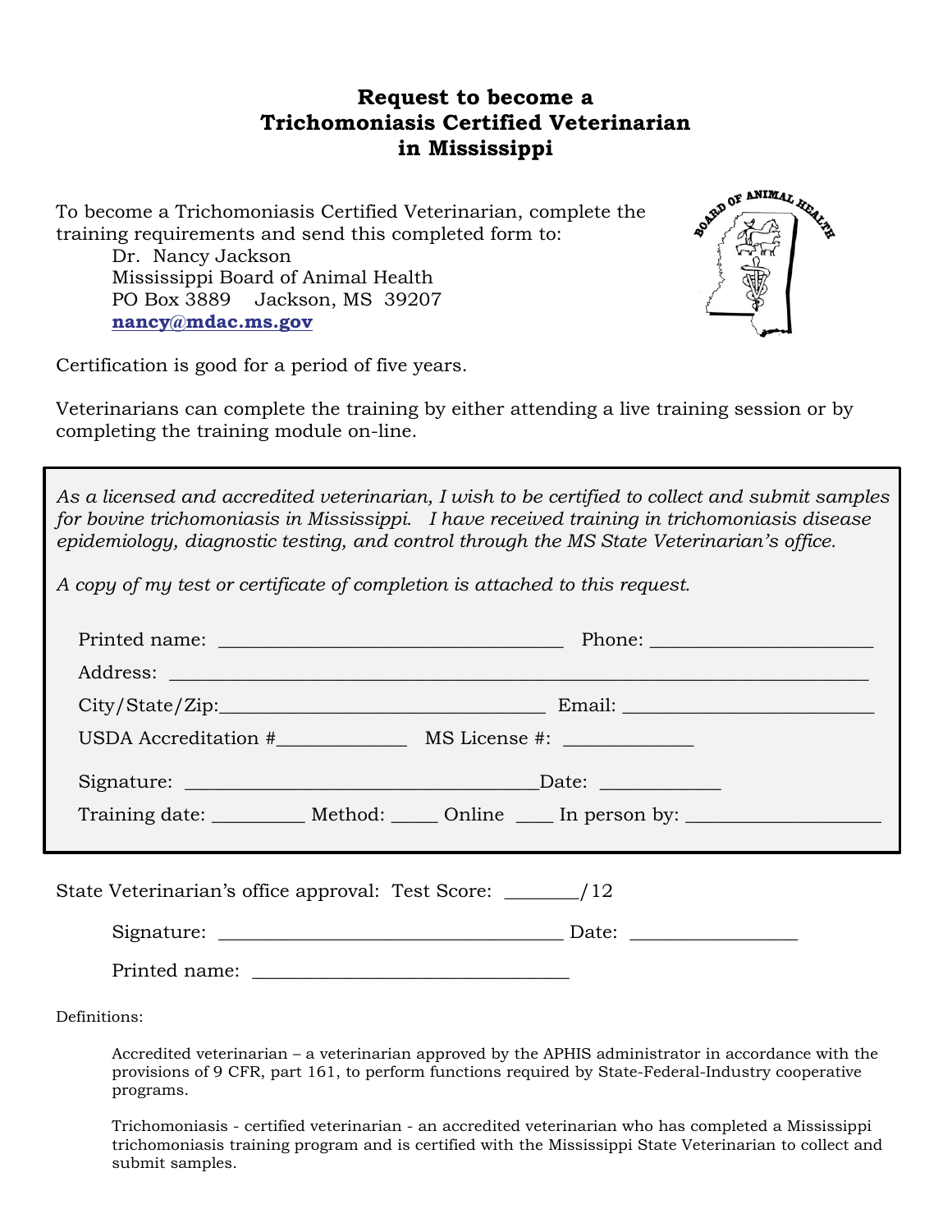# Request to become a Trichomoniasis Certified Veterinarian in Mississippi

To become a Trichomoniasis Certified Veterinarian, complete the training requirements and send this completed form to:

Dr. Nancy Jackson
Mississippi Board of Animal Health
PO Box 3889 Jackson, MS 39207
**nancy@mdac.ms.gov**

Certification is good for a period of five years.

Veterinarians can complete the training by either attending a live training session or by completing the training module on-line.

*As a licensed and accredited veterinarian, I wish to be certified to collect and submit samples for bovine trichomoniasis in Mississippi. I have received training in trichomoniasis disease epidemiology, diagnostic testing, and control through the MS State Veterinarian's office.*

*A copy of my test or certificate of completion is attached to this request.*

Printed name: ____________________________________ Phone: _______________________

Address: __________________________________________________________________________

City/State/Zip:__________________________________ Email: __________________________

USDA Accreditation #_____________ MS License #: _____________

Signature: _____________________________________Date: ____________

Training date: _________ Method: _____ Online ____ In person by: ___________________

State Veterinarian's office approval: Test Score: _______/12

Signature: ____________________________________ Date: ________________

Printed name: _________________________________

Definitions:

Accredited veterinarian – a veterinarian approved by the APHIS administrator in accordance with the provisions of 9 CFR, part 161, to perform functions required by State-Federal-Industry cooperative programs.

Trichomoniasis - certified veterinarian - an accredited veterinarian who has completed a Mississippi trichomoniasis training program and is certified with the Mississippi State Veterinarian to collect and submit samples.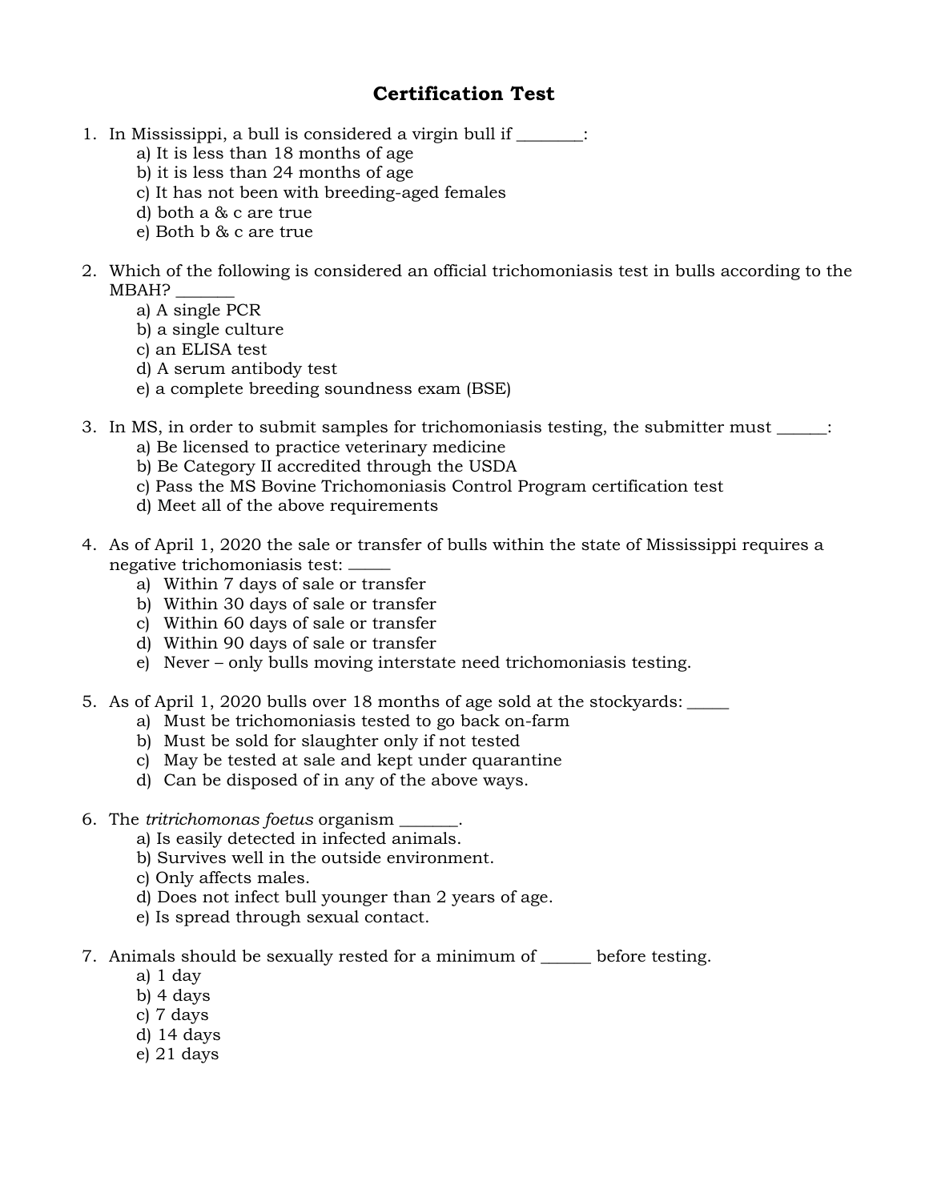# Certification Test

1. In Mississippi, a bull is considered a virgin bull if ________:
   a) It is less than 18 months of age
   b) it is less than 24 months of age
   c) It has not been with breeding-aged females
   d) both a & c are true
   e) Both b & c are true

2. Which of the following is considered an official trichomoniasis test in bulls according to the MBAH? _______
   a) A single PCR
   b) a single culture
   c) an ELISA test
   d) A serum antibody test
   e) a complete breeding soundness exam (BSE)

3. In MS, in order to submit samples for trichomoniasis testing, the submitter must ______:
   a) Be licensed to practice veterinary medicine
   b) Be Category II accredited through the USDA
   c) Pass the MS Bovine Trichomoniasis Control Program certification test
   d) Meet all of the above requirements

4. As of April 1, 2020 the sale or transfer of bulls within the state of Mississippi requires a negative trichomoniasis test: _____
   a) Within 7 days of sale or transfer
   b) Within 30 days of sale or transfer
   c) Within 60 days of sale or transfer
   d) Within 90 days of sale or transfer
   e) Never – only bulls moving interstate need trichomoniasis testing.

5. As of April 1, 2020 bulls over 18 months of age sold at the stockyards: _____
   a) Must be trichomoniasis tested to go back on-farm
   b) Must be sold for slaughter only if not tested
   c) May be tested at sale and kept under quarantine
   d) Can be disposed of in any of the above ways.

6. The *tritrichomonas foetus* organism _______.
   a) Is easily detected in infected animals.
   b) Survives well in the outside environment.
   c) Only affects males.
   d) Does not infect bull younger than 2 years of age.
   e) Is spread through sexual contact.

7. Animals should be sexually rested for a minimum of ______ before testing.
   a) 1 day
   b) 4 days
   c) 7 days
   d) 14 days
   e) 21 days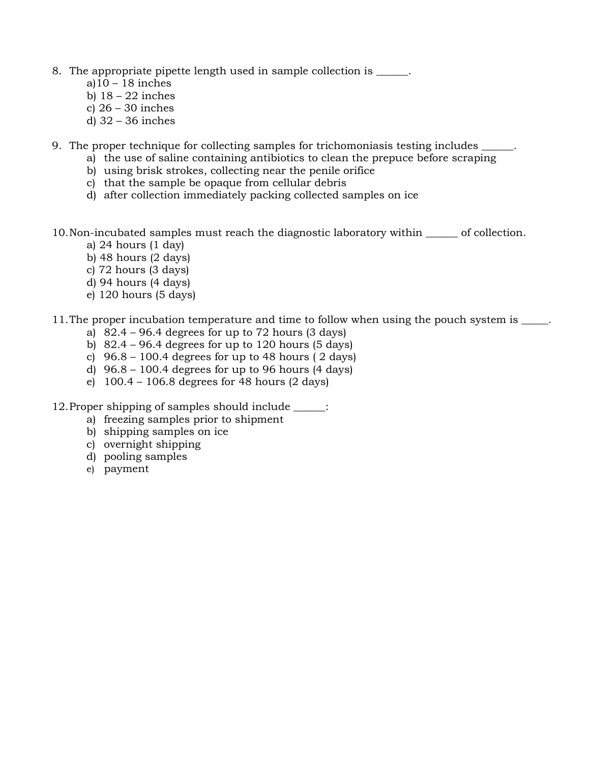8. The appropriate pipette length used in sample collection is ______.
   a) 10 – 18 inches
   b) 18 – 22 inches
   c) 26 – 30 inches
   d) 32 – 36 inches

9. The proper technique for collecting samples for trichomoniasis testing includes ______.
   a) the use of saline containing antibiotics to clean the prepuce before scraping
   b) using brisk strokes, collecting near the penile orifice
   c) that the sample be opaque from cellular debris
   d) after collection immediately packing collected samples on ice

10. Non-incubated samples must reach the diagnostic laboratory within ______ of collection.
    a) 24 hours (1 day)
    b) 48 hours (2 days)
    c) 72 hours (3 days)
    d) 94 hours (4 days)
    e) 120 hours (5 days)

11. The proper incubation temperature and time to follow when using the pouch system is _____.
    a) 82.4 – 96.4 degrees for up to 72 hours (3 days)
    b) 82.4 – 96.4 degrees for up to 120 hours (5 days)
    c) 96.8 – 100.4 degrees for up to 48 hours ( 2 days)
    d) 96.8 – 100.4 degrees for up to 96 hours (4 days)
    e) 100.4 – 106.8 degrees for 48 hours (2 days)

12. Proper shipping of samples should include ______:
    a) freezing samples prior to shipment
    b) shipping samples on ice
    c) overnight shipping
    d) pooling samples
    e) payment